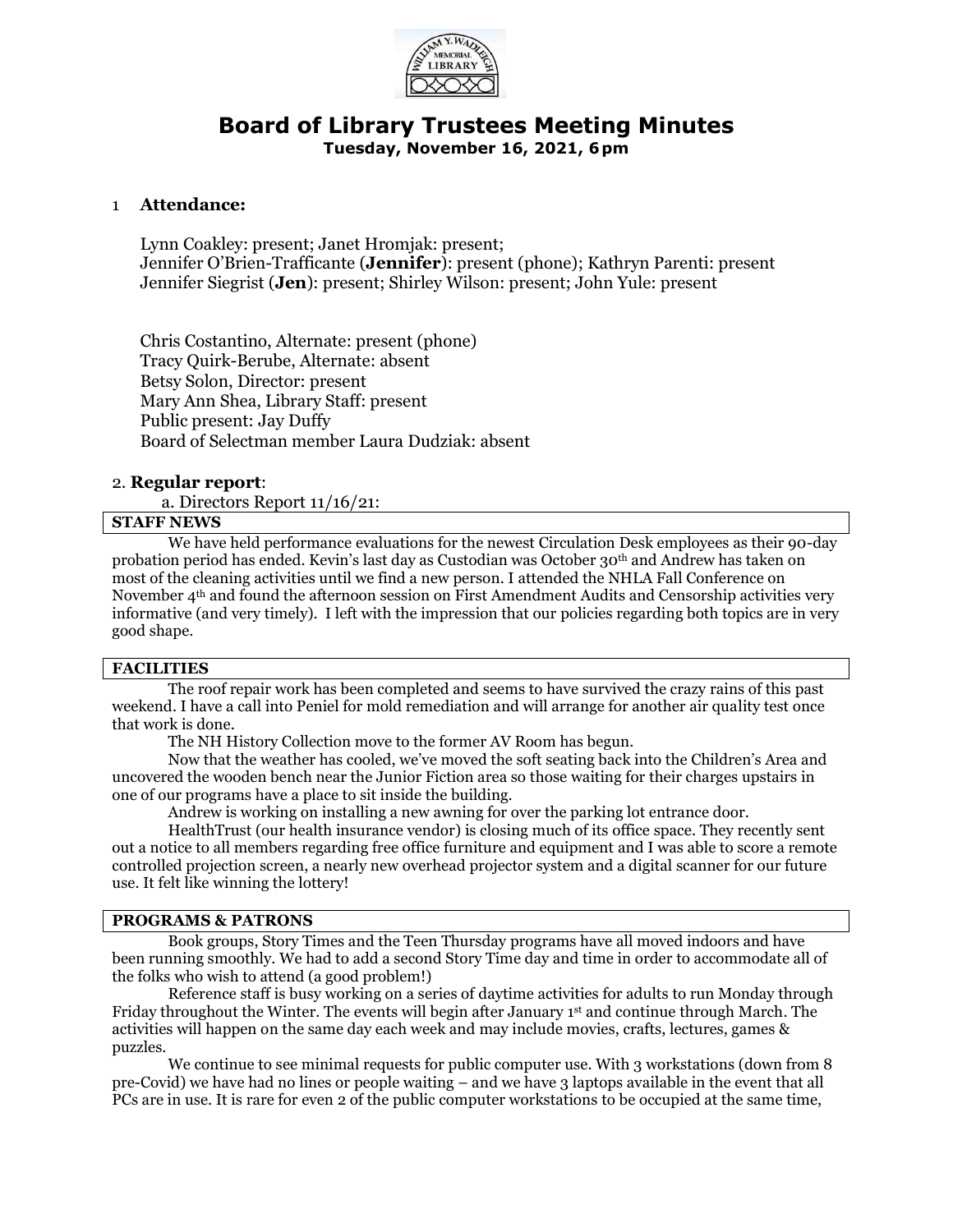# Board of Library Trustees Meeting Minutes

**Tuesday, November 16, 2021, 6 pm**

1 **Attendance:**

Lynn Coakley: present; Janet Hromjak: present;
Jennifer O'Brien-Trafficante (**Jennifer**): present (phone); Kathryn Parenti: present
Jennifer Siegrist (**Jen**): present; Shirley Wilson: present; John Yule: present

Chris Costantino, Alternate: present (phone)
Tracy Quirk-Berube, Alternate: absent
Betsy Solon, Director: present
Mary Ann Shea, Library Staff: present
Public present: Jay Duffy
Board of Selectman member Laura Dudziak: absent

2. **Regular report**:

a. Directors Report 11/16/21:

**STAFF NEWS**

We have held performance evaluations for the newest Circulation Desk employees as their 90-day probation period has ended. Kevin's last day as Custodian was October 30th and Andrew has taken on most of the cleaning activities until we find a new person. I attended the NHLA Fall Conference on November 4th and found the afternoon session on First Amendment Audits and Censorship activities very informative (and very timely). I left with the impression that our policies regarding both topics are in very good shape.

**FACILITIES**

The roof repair work has been completed and seems to have survived the crazy rains of this past weekend. I have a call into Peniel for mold remediation and will arrange for another air quality test once that work is done.

The NH History Collection move to the former AV Room has begun.

Now that the weather has cooled, we've moved the soft seating back into the Children's Area and uncovered the wooden bench near the Junior Fiction area so those waiting for their charges upstairs in one of our programs have a place to sit inside the building.

Andrew is working on installing a new awning for over the parking lot entrance door.

HealthTrust (our health insurance vendor) is closing much of its office space. They recently sent out a notice to all members regarding free office furniture and equipment and I was able to score a remote controlled projection screen, a nearly new overhead projector system and a digital scanner for our future use. It felt like winning the lottery!

**PROGRAMS & PATRONS**

Book groups, Story Times and the Teen Thursday programs have all moved indoors and have been running smoothly. We had to add a second Story Time day and time in order to accommodate all of the folks who wish to attend (a good problem!)

Reference staff is busy working on a series of daytime activities for adults to run Monday through Friday throughout the Winter. The events will begin after January 1st and continue through March. The activities will happen on the same day each week and may include movies, crafts, lectures, games & puzzles.

We continue to see minimal requests for public computer use. With 3 workstations (down from 8 pre-Covid) we have had no lines or people waiting – and we have 3 laptops available in the event that all PCs are in use. It is rare for even 2 of the public computer workstations to be occupied at the same time,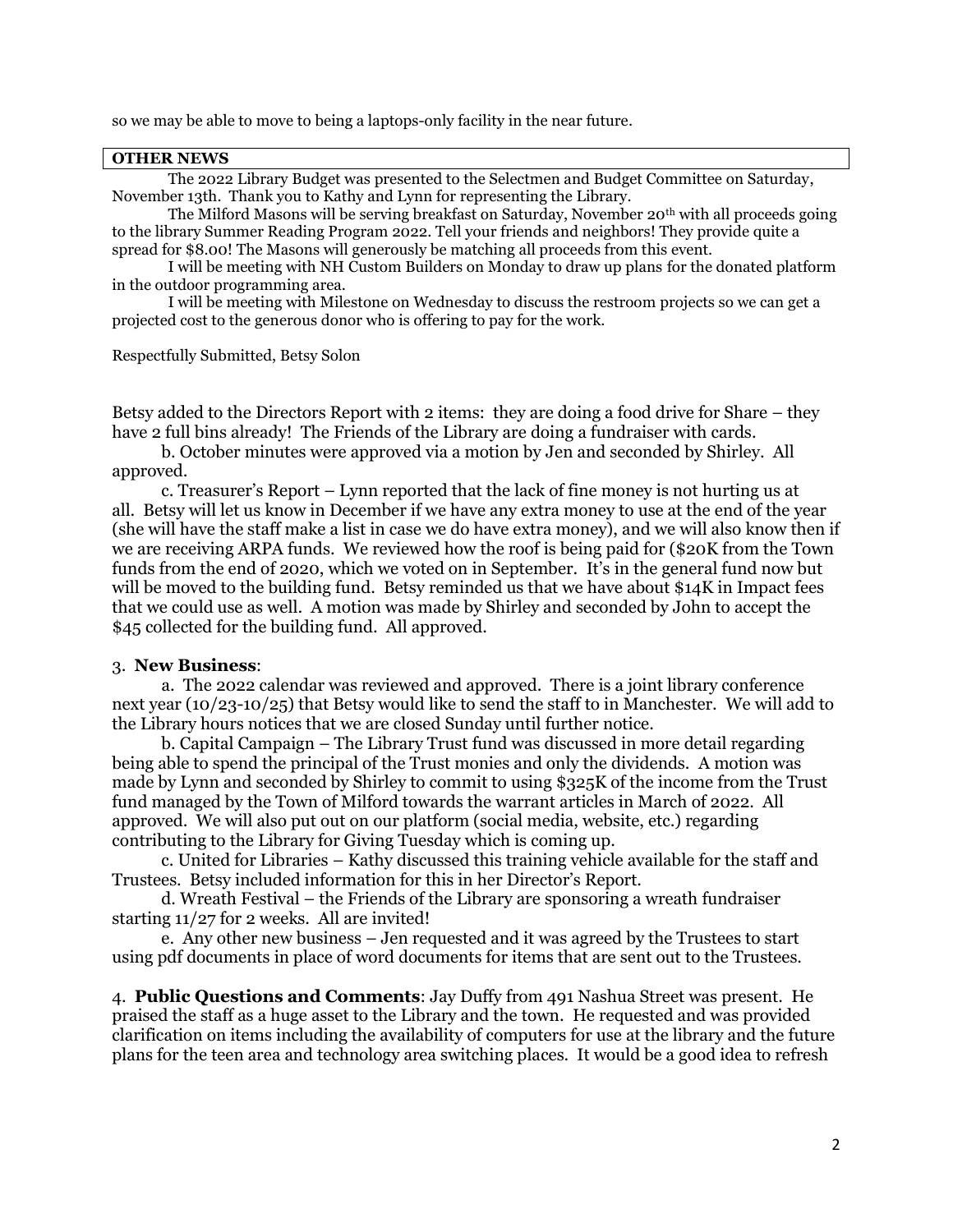so we may be able to move to being a laptops-only facility in the near future.

**OTHER NEWS**

The 2022 Library Budget was presented to the Selectmen and Budget Committee on Saturday, November 13th. Thank you to Kathy and Lynn for representing the Library.

The Milford Masons will be serving breakfast on Saturday, November 20th with all proceeds going to the library Summer Reading Program 2022. Tell your friends and neighbors! They provide quite a spread for $8.00! The Masons will generously be matching all proceeds from this event.

I will be meeting with NH Custom Builders on Monday to draw up plans for the donated platform in the outdoor programming area.

I will be meeting with Milestone on Wednesday to discuss the restroom projects so we can get a projected cost to the generous donor who is offering to pay for the work.

Respectfully Submitted, Betsy Solon

Betsy added to the Directors Report with 2 items: they are doing a food drive for Share – they have 2 full bins already! The Friends of the Library are doing a fundraiser with cards.

b. October minutes were approved via a motion by Jen and seconded by Shirley. All approved.

c. Treasurer's Report – Lynn reported that the lack of fine money is not hurting us at all. Betsy will let us know in December if we have any extra money to use at the end of the year (she will have the staff make a list in case we do have extra money), and we will also know then if we are receiving ARPA funds. We reviewed how the roof is being paid for ($20K from the Town funds from the end of 2020, which we voted on in September. It's in the general fund now but will be moved to the building fund. Betsy reminded us that we have about $14K in Impact fees that we could use as well. A motion was made by Shirley and seconded by John to accept the $45 collected for the building fund. All approved.

3. **New Business**:

a. The 2022 calendar was reviewed and approved. There is a joint library conference next year (10/23-10/25) that Betsy would like to send the staff to in Manchester. We will add to the Library hours notices that we are closed Sunday until further notice.

b. Capital Campaign – The Library Trust fund was discussed in more detail regarding being able to spend the principal of the Trust monies and only the dividends. A motion was made by Lynn and seconded by Shirley to commit to using $325K of the income from the Trust fund managed by the Town of Milford towards the warrant articles in March of 2022. All approved. We will also put out on our platform (social media, website, etc.) regarding contributing to the Library for Giving Tuesday which is coming up.

c. United for Libraries – Kathy discussed this training vehicle available for the staff and Trustees. Betsy included information for this in her Director's Report.

d. Wreath Festival – the Friends of the Library are sponsoring a wreath fundraiser starting 11/27 for 2 weeks. All are invited!

e. Any other new business – Jen requested and it was agreed by the Trustees to start using pdf documents in place of word documents for items that are sent out to the Trustees.

4. **Public Questions and Comments**: Jay Duffy from 491 Nashua Street was present. He praised the staff as a huge asset to the Library and the town. He requested and was provided clarification on items including the availability of computers for use at the library and the future plans for the teen area and technology area switching places. It would be a good idea to refresh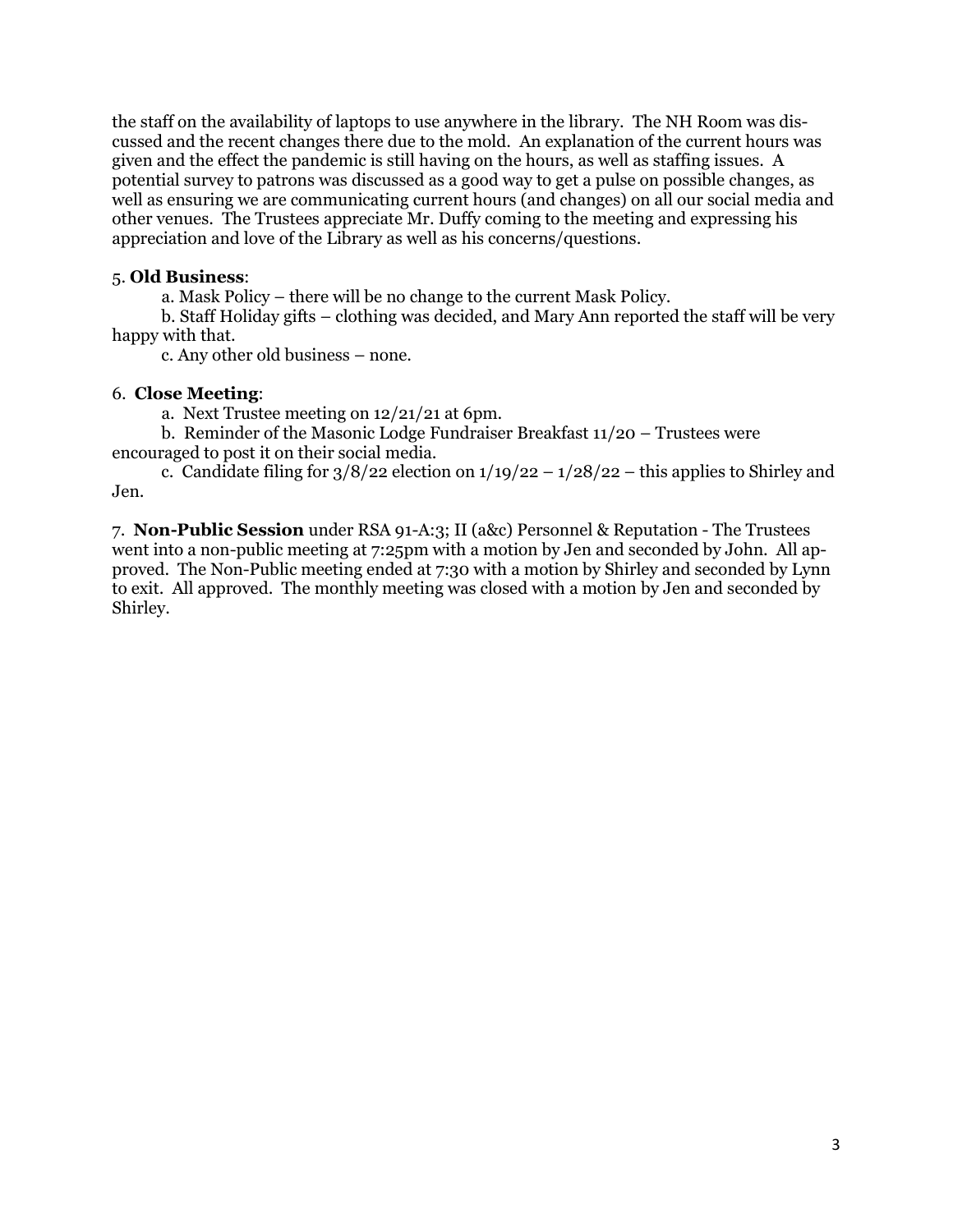the staff on the availability of laptops to use anywhere in the library. The NH Room was discussed and the recent changes there due to the mold. An explanation of the current hours was given and the effect the pandemic is still having on the hours, as well as staffing issues. A potential survey to patrons was discussed as a good way to get a pulse on possible changes, as well as ensuring we are communicating current hours (and changes) on all our social media and other venues. The Trustees appreciate Mr. Duffy coming to the meeting and expressing his appreciation and love of the Library as well as his concerns/questions.

5. **Old Business**:

a. Mask Policy – there will be no change to the current Mask Policy.

b. Staff Holiday gifts – clothing was decided, and Mary Ann reported the staff will be very happy with that.

c. Any other old business – none.

6. **Close Meeting**:

a. Next Trustee meeting on 12/21/21 at 6pm.

b. Reminder of the Masonic Lodge Fundraiser Breakfast 11/20 – Trustees were encouraged to post it on their social media.

c. Candidate filing for 3/8/22 election on 1/19/22 – 1/28/22 – this applies to Shirley and Jen.

7. **Non-Public Session** under RSA 91-A:3; II (a&c) Personnel & Reputation - The Trustees went into a non-public meeting at 7:25pm with a motion by Jen and seconded by John. All approved. The Non-Public meeting ended at 7:30 with a motion by Shirley and seconded by Lynn to exit. All approved. The monthly meeting was closed with a motion by Jen and seconded by Shirley.